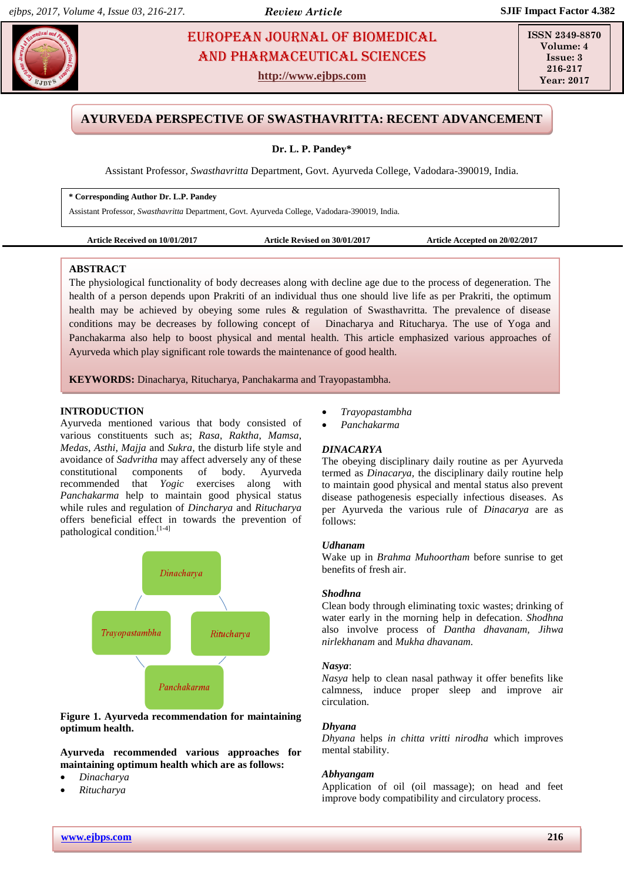# EUROPEAN JOURNAL OF BIOMEDICAL AND PHARMACEUTICAL SCIENCES

http://www.ejbps.com

ISSN 2349-8870
Volume: 4
Issue: 3
216-217
Year: 2017

## AYURVEDA PERSPECTIVE OF SWASTHAVRITTA: RECENT ADVANCEMENT

**Dr. L. P. Pandey***

Assistant Professor, *Swasthavritta* Department, Govt. Ayurveda College, Vadodara-390019, India.

**\* Corresponding Author Dr. L.P. Pandey**

Assistant Professor, *Swasthavritta* Department, Govt. Ayurveda College, Vadodara-390019, India.

**Article Received on 10/01/2017** **Article Revised on 30/01/2017** **Article Accepted on 20/02/2017**

### ABSTRACT

The physiological functionality of body decreases along with decline age due to the process of degeneration. The health of a person depends upon Prakriti of an individual thus one should live life as per Prakriti, the optimum health may be achieved by obeying some rules & regulation of Swasthavritta. The prevalence of disease conditions may be decreases by following concept of Dinacharya and Ritucharya. The use of Yoga and Panchakarma also help to boost physical and mental health. This article emphasized various approaches of Ayurveda which play significant role towards the maintenance of good health.

**KEYWORDS:** Dinacharya, Ritucharya, Panchakarma and Trayopastambha.

### INTRODUCTION

Ayurveda mentioned various that body consisted of various constituents such as; *Rasa*, *Raktha*, *Mamsa*, *Medas*, *Asthi*, *Majja* and *Sukra*, the disturb life style and avoidance of *Sadvritha* may affect adversely any of these constitutional components of body. Ayurveda recommended that *Yogic* exercises along with *Panchakarma* help to maintain good physical status while rules and regulation of *Dincharya* and *Ritucharya* offers beneficial effect in towards the prevention of pathological condition.[1-4]

*Dinacharya* — *Ritucharya* — *Panchakarma* — *Trayopastambha*

**Figure 1. Ayurveda recommendation for maintaining optimum health.**

**Ayurveda recommended various approaches for maintaining optimum health which are as follows:**

- *Dinacharya*
- *Ritucharya*
- *Trayopastambha*
- *Panchakarma*

### *DINACARYA*

The obeying disciplinary daily routine as per Ayurveda termed as *Dinacarya*, the disciplinary daily routine help to maintain good physical and mental status also prevent disease pathogenesis especially infectious diseases. As per Ayurveda the various rule of *Dinacarya* are as follows:

***Udhanam***

Wake up in *Brahma Muhoortham* before sunrise to get benefits of fresh air.

***Shodhna***

Clean body through eliminating toxic wastes; drinking of water early in the morning help in defecation. *Shodhna* also involve process of *Dantha dhavanam, Jihwa nirlekhanam* and *Mukha dhavanam.*

***Nasya***:

*Nasya* help to clean nasal pathway it offer benefits like calmness, induce proper sleep and improve air circulation.

***Dhyana***

*Dhyana* helps *in chitta vritti nirodha* which improves mental stability.

***Abhyangam***

Application of oil (oil massage); on head and feet improve body compatibility and circulatory process.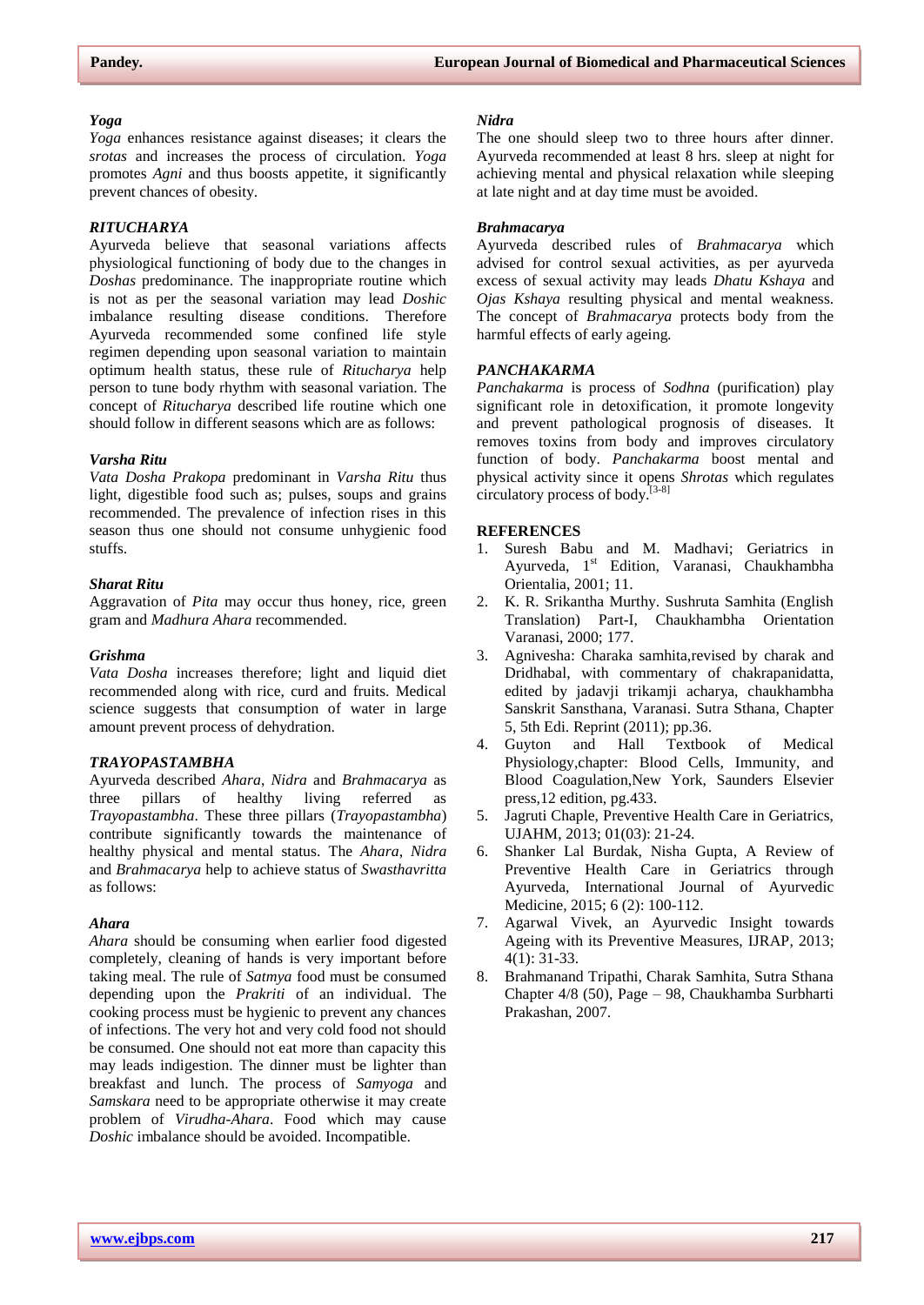### *Yoga*

*Yoga* enhances resistance against diseases; it clears the *srotas* and increases the process of circulation. *Yoga* promotes *Agni* and thus boosts appetite, it significantly prevent chances of obesity.

### *RITUCHARYA*

Ayurveda believe that seasonal variations affects physiological functioning of body due to the changes in *Doshas* predominance. The inappropriate routine which is not as per the seasonal variation may lead *Doshic* imbalance resulting disease conditions. Therefore Ayurveda recommended some confined life style regimen depending upon seasonal variation to maintain optimum health status, these rule of *Ritucharya* help person to tune body rhythm with seasonal variation. The concept of *Ritucharya* described life routine which one should follow in different seasons which are as follows:

### *Varsha Ritu*

*Vata Dosha Prakopa* predominant in *Varsha Ritu* thus light, digestible food such as; pulses, soups and grains recommended. The prevalence of infection rises in this season thus one should not consume unhygienic food stuffs.

### *Sharat Ritu*

Aggravation of *Pita* may occur thus honey, rice, green gram and *Madhura Ahara* recommended.

### *Grishma*

*Vata Dosha* increases therefore; light and liquid diet recommended along with rice, curd and fruits. Medical science suggests that consumption of water in large amount prevent process of dehydration.

### *TRAYOPASTAMBHA*

Ayurveda described *Ahara*, *Nidra* and *Brahmacarya* as three pillars of healthy living referred as *Trayopastambha*. These three pillars (*Trayopastambha*) contribute significantly towards the maintenance of healthy physical and mental status. The *Ahara, Nidra* and *Brahmacarya* help to achieve status of *Swasthavritta* as follows:

### *Ahara*

*Ahara* should be consuming when earlier food digested completely, cleaning of hands is very important before taking meal. The rule of *Satmya* food must be consumed depending upon the *Prakriti* of an individual. The cooking process must be hygienic to prevent any chances of infections. The very hot and very cold food not should be consumed. One should not eat more than capacity this may leads indigestion. The dinner must be lighter than breakfast and lunch. The process of *Samyoga* and *Samskara* need to be appropriate otherwise it may create problem of *Virudha-Ahara*. Food which may cause *Doshic* imbalance should be avoided. Incompatible.

### *Nidra*

The one should sleep two to three hours after dinner. Ayurveda recommended at least 8 hrs. sleep at night for achieving mental and physical relaxation while sleeping at late night and at day time must be avoided.

### *Brahmacarya*

Ayurveda described rules of *Brahmacarya* which advised for control sexual activities, as per ayurveda excess of sexual activity may leads *Dhatu Kshaya* and *Ojas Kshaya* resulting physical and mental weakness. The concept of *Brahmacarya* protects body from the harmful effects of early ageing.

### *PANCHAKARMA*

*Panchakarma* is process of *Sodhna* (purification) play significant role in detoxification, it promote longevity and prevent pathological prognosis of diseases. It removes toxins from body and improves circulatory function of body. *Panchakarma* boost mental and physical activity since it opens *Shrotas* which regulates circulatory process of body.[3-8]

## REFERENCES

1. Suresh Babu and M. Madhavi; Geriatrics in Ayurveda, 1st Edition, Varanasi, Chaukhambha Orientalia, 2001; 11.
2. K. R. Srikantha Murthy. Sushruta Samhita (English Translation) Part-I, Chaukhambha Orientation Varanasi, 2000; 177.
3. Agnivesha: Charaka samhita,revised by charak and Dridhabal, with commentary of chakrapanidatta, edited by jadavji trikamji acharya, chaukhambha Sanskrit Sansthana, Varanasi. Sutra Sthana, Chapter 5, 5th Edi. Reprint (2011); pp.36.
4. Guyton and Hall Textbook of Medical Physiology,chapter: Blood Cells, Immunity, and Blood Coagulation,New York, Saunders Elsevier press,12 edition, pg.433.
5. Jagruti Chaple, Preventive Health Care in Geriatrics, UJAHM, 2013; 01(03): 21-24.
6. Shanker Lal Burdak, Nisha Gupta, A Review of Preventive Health Care in Geriatrics through Ayurveda, International Journal of Ayurvedic Medicine, 2015; 6 (2): 100-112.
7. Agarwal Vivek, an Ayurvedic Insight towards Ageing with its Preventive Measures, IJRAP, 2013; 4(1): 31-33.
8. Brahmanand Tripathi, Charak Samhita, Sutra Sthana Chapter 4/8 (50), Page – 98, Chaukhamba Surbharti Prakashan, 2007.